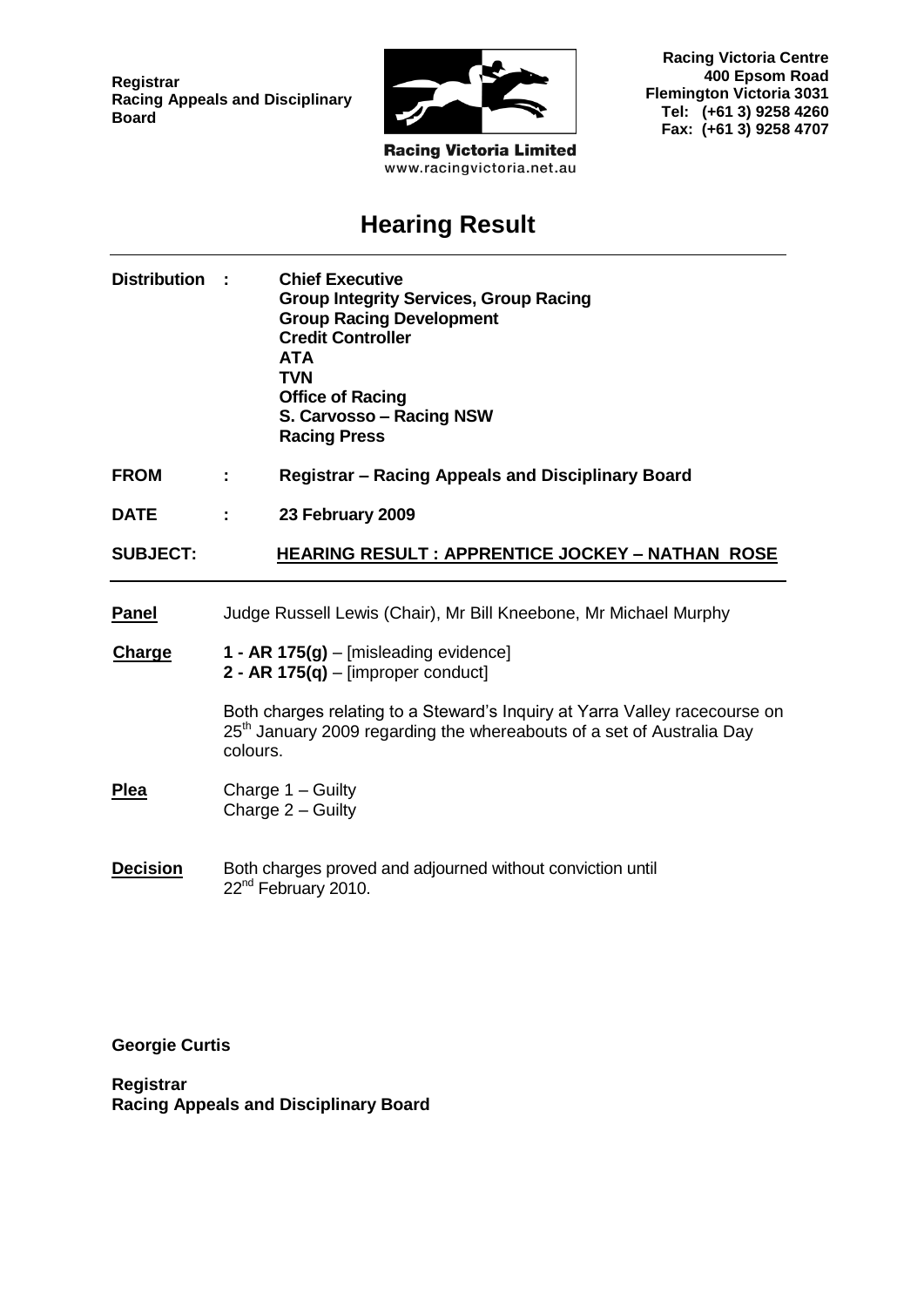**Registrar**
**Racing Appeals and Disciplinary Board**

**Racing Victoria Limited**
www.racingvictoria.net.au

**Racing Victoria Centre**
**400 Epsom Road**
**Flemington Victoria 3031**
**Tel: (+61 3) 9258 4260**
**Fax: (+61 3) 9258 4707**

# Hearing Result

| | | |
|---|---|---|
| **Distribution** | **:** | **Chief Executive**<br>**Group Integrity Services, Group Racing**<br>**Group Racing Development**<br>**Credit Controller**<br>**ATA**<br>**TVN**<br>**Office of Racing**<br>**S. Carvosso – Racing NSW**<br>**Racing Press** |
| **FROM** | **:** | **Registrar – Racing Appeals and Disciplinary Board** |
| **DATE** | **:** | **23 February 2009** |
| **SUBJECT:** | | **HEARING RESULT : APPRENTICE JOCKEY – NATHAN ROSE** |

**Panel** Judge Russell Lewis (Chair), Mr Bill Kneebone, Mr Michael Murphy

**Charge** **1 - AR 175(g)** – [misleading evidence]
**2 - AR 175(q)** – [improper conduct]

Both charges relating to a Steward's Inquiry at Yarra Valley racecourse on 25th January 2009 regarding the whereabouts of a set of Australia Day colours.

**Plea** Charge 1 – Guilty
Charge 2 – Guilty

**Decision** Both charges proved and adjourned without conviction until 22nd February 2010.

**Georgie Curtis**

**Registrar**
**Racing Appeals and Disciplinary Board**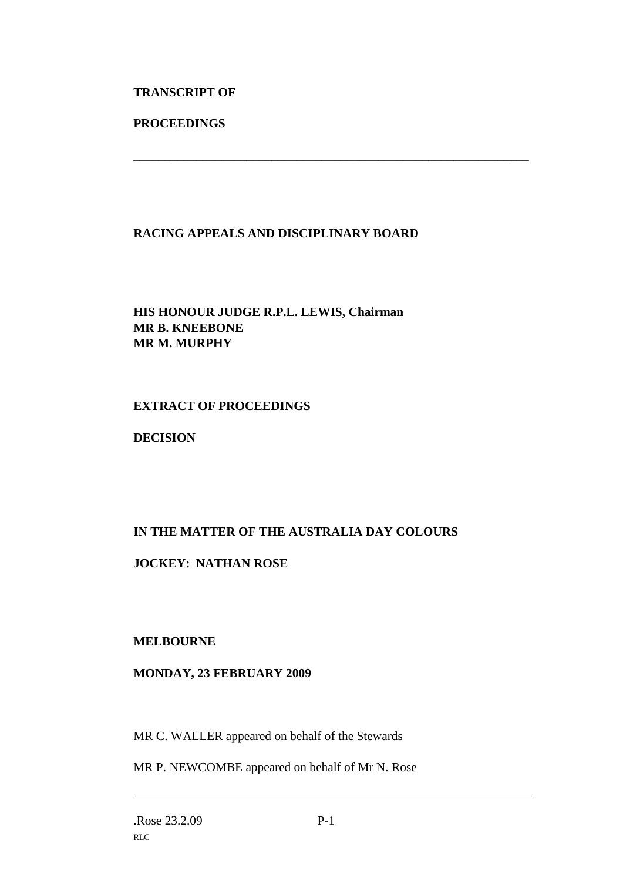**TRANSCRIPT OF**

**PROCEEDINGS**

---

**RACING APPEALS AND DISCIPLINARY BOARD**

**HIS HONOUR JUDGE R.P.L. LEWIS, Chairman**
**MR B. KNEEBONE**
**MR M. MURPHY**

**EXTRACT OF PROCEEDINGS**

**DECISION**

**IN THE MATTER OF THE AUSTRALIA DAY COLOURS**

**JOCKEY: NATHAN ROSE**

**MELBOURNE**

**MONDAY, 23 FEBRUARY 2009**

MR C. WALLER appeared on behalf of the Stewards

MR P. NEWCOMBE appeared on behalf of Mr N. Rose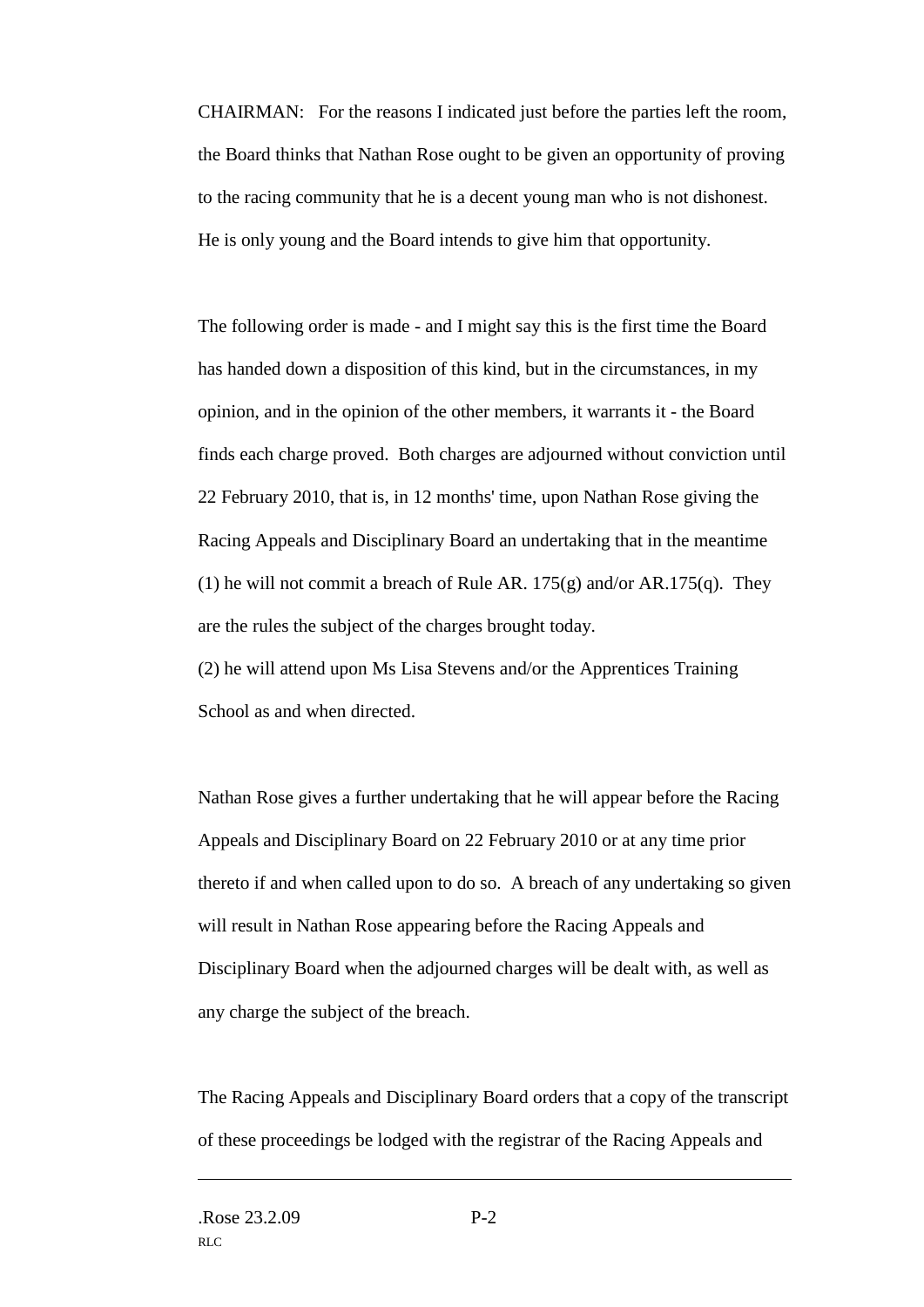CHAIRMAN: For the reasons I indicated just before the parties left the room, the Board thinks that Nathan Rose ought to be given an opportunity of proving to the racing community that he is a decent young man who is not dishonest. He is only young and the Board intends to give him that opportunity.

The following order is made - and I might say this is the first time the Board has handed down a disposition of this kind, but in the circumstances, in my opinion, and in the opinion of the other members, it warrants it - the Board finds each charge proved. Both charges are adjourned without conviction until 22 February 2010, that is, in 12 months' time, upon Nathan Rose giving the Racing Appeals and Disciplinary Board an undertaking that in the meantime (1) he will not commit a breach of Rule AR. 175(g) and/or AR.175(q). They are the rules the subject of the charges brought today.
(2) he will attend upon Ms Lisa Stevens and/or the Apprentices Training School as and when directed.

Nathan Rose gives a further undertaking that he will appear before the Racing Appeals and Disciplinary Board on 22 February 2010 or at any time prior thereto if and when called upon to do so. A breach of any undertaking so given will result in Nathan Rose appearing before the Racing Appeals and Disciplinary Board when the adjourned charges will be dealt with, as well as any charge the subject of the breach.

The Racing Appeals and Disciplinary Board orders that a copy of the transcript of these proceedings be lodged with the registrar of the Racing Appeals and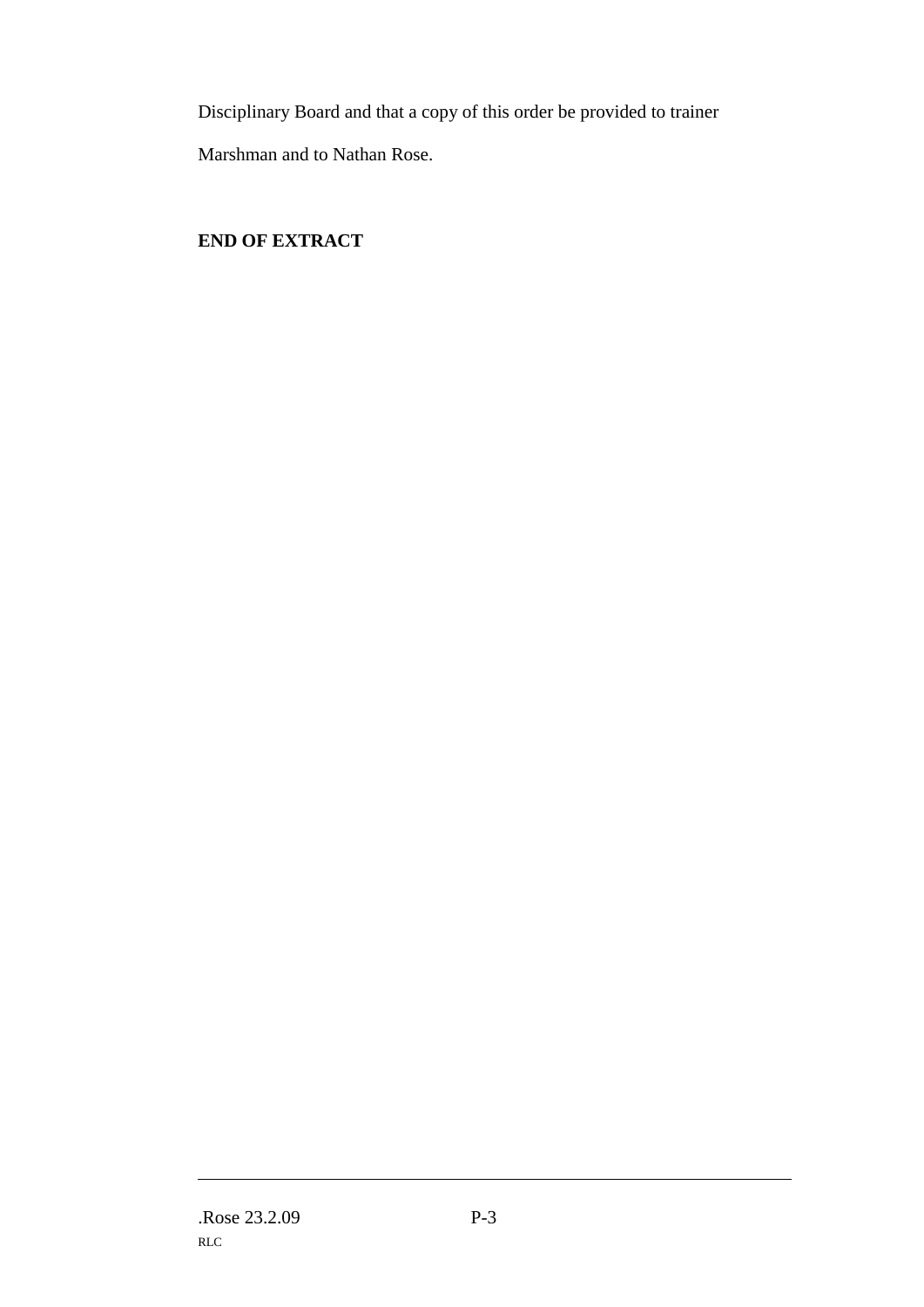Disciplinary Board and that a copy of this order be provided to trainer Marshman and to Nathan Rose.

**END OF EXTRACT**